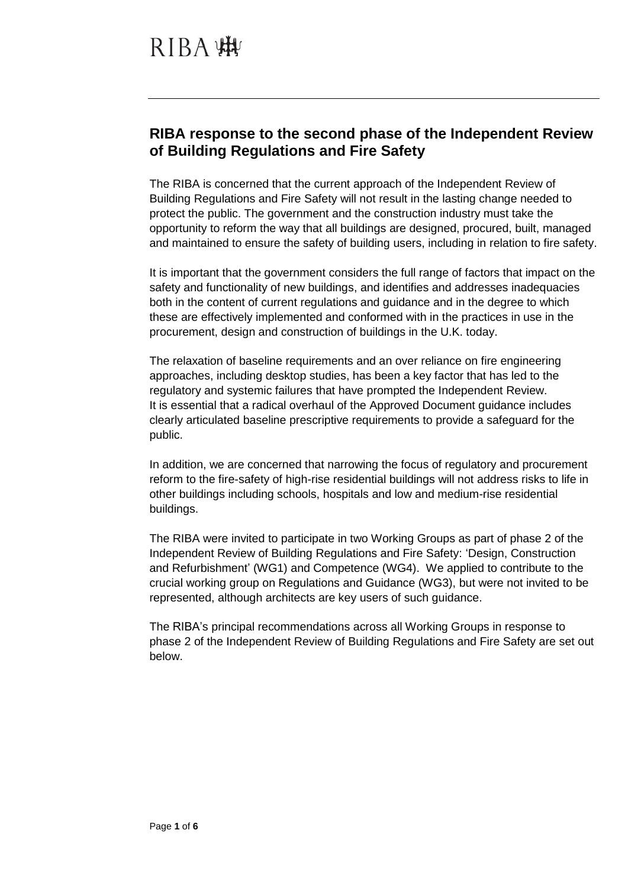RIBA

## RIBA response to the second phase of the Independent Review of Building Regulations and Fire Safety

The RIBA is concerned that the current approach of the Independent Review of Building Regulations and Fire Safety will not result in the lasting change needed to protect the public. The government and the construction industry must take the opportunity to reform the way that all buildings are designed, procured, built, managed and maintained to ensure the safety of building users, including in relation to fire safety.

It is important that the government considers the full range of factors that impact on the safety and functionality of new buildings, and identifies and addresses inadequacies both in the content of current regulations and guidance and in the degree to which these are effectively implemented and conformed with in the practices in use in the procurement, design and construction of buildings in the U.K. today.

The relaxation of baseline requirements and an over reliance on fire engineering approaches, including desktop studies, has been a key factor that has led to the regulatory and systemic failures that have prompted the Independent Review. It is essential that a radical overhaul of the Approved Document guidance includes clearly articulated baseline prescriptive requirements to provide a safeguard for the public.

In addition, we are concerned that narrowing the focus of regulatory and procurement reform to the fire-safety of high-rise residential buildings will not address risks to life in other buildings including schools, hospitals and low and medium-rise residential buildings.

The RIBA were invited to participate in two Working Groups as part of phase 2 of the Independent Review of Building Regulations and Fire Safety: 'Design, Construction and Refurbishment' (WG1) and Competence (WG4). We applied to contribute to the crucial working group on Regulations and Guidance (WG3), but were not invited to be represented, although architects are key users of such guidance.

The RIBA's principal recommendations across all Working Groups in response to phase 2 of the Independent Review of Building Regulations and Fire Safety are set out below.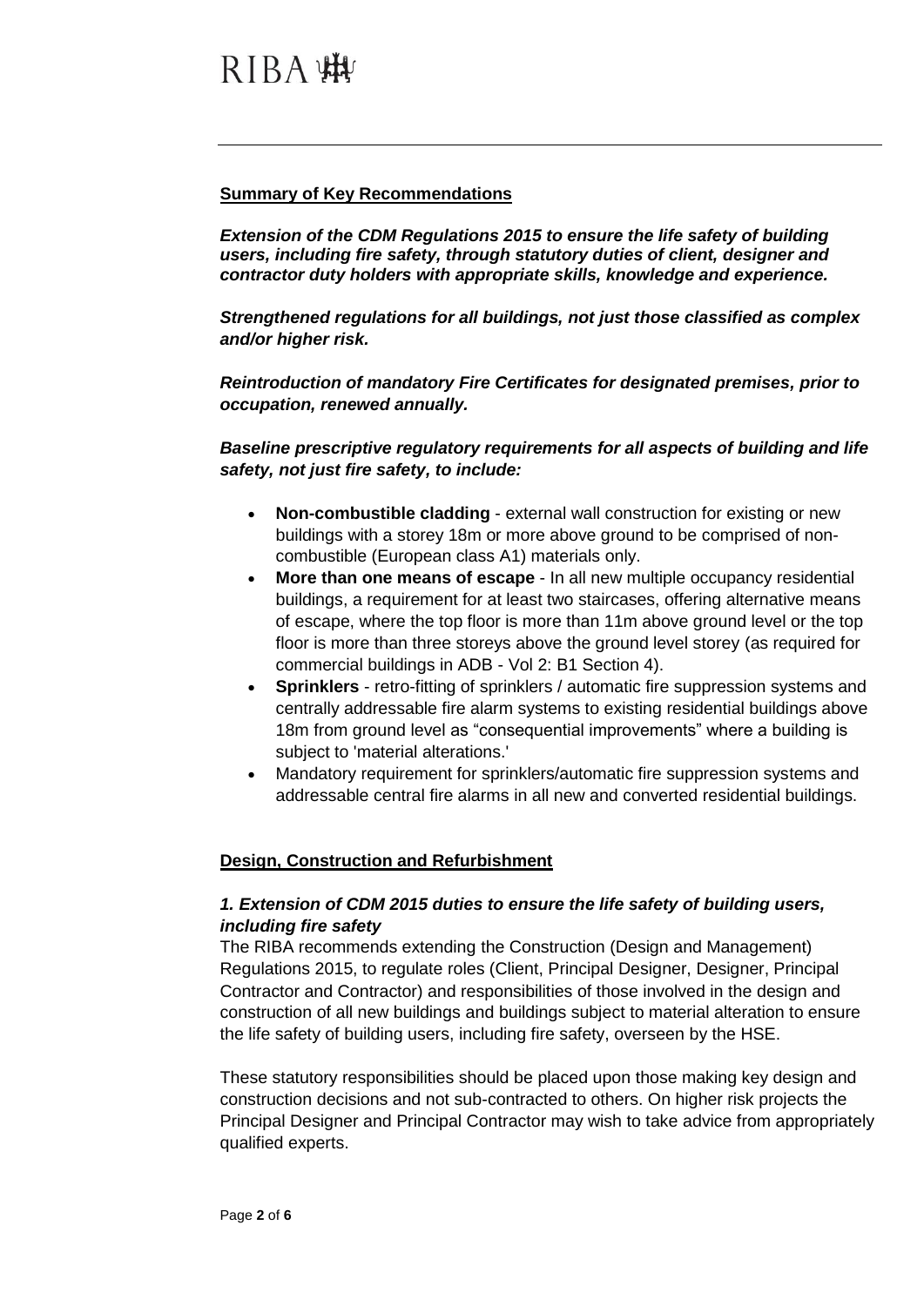## Summary of Key Recommendations

***Extension of the CDM Regulations 2015 to ensure the life safety of building users, including fire safety, through statutory duties of client, designer and contractor duty holders with appropriate skills, knowledge and experience.***

***Strengthened regulations for all buildings, not just those classified as complex and/or higher risk.***

***Reintroduction of mandatory Fire Certificates for designated premises, prior to occupation, renewed annually.***

***Baseline prescriptive regulatory requirements for all aspects of building and life safety, not just fire safety, to include:***

- **Non-combustible cladding** - external wall construction for existing or new buildings with a storey 18m or more above ground to be comprised of non-combustible (European class A1) materials only.
- **More than one means of escape** - In all new multiple occupancy residential buildings, a requirement for at least two staircases, offering alternative means of escape, where the top floor is more than 11m above ground level or the top floor is more than three storeys above the ground level storey (as required for commercial buildings in ADB - Vol 2: B1 Section 4).
- **Sprinklers** - retro-fitting of sprinklers / automatic fire suppression systems and centrally addressable fire alarm systems to existing residential buildings above 18m from ground level as "consequential improvements" where a building is subject to 'material alterations.'
- Mandatory requirement for sprinklers/automatic fire suppression systems and addressable central fire alarms in all new and converted residential buildings.

## Design, Construction and Refurbishment

### *1. Extension of CDM 2015 duties to ensure the life safety of building users, including fire safety*

The RIBA recommends extending the Construction (Design and Management) Regulations 2015, to regulate roles (Client, Principal Designer, Designer, Principal Contractor and Contractor) and responsibilities of those involved in the design and construction of all new buildings and buildings subject to material alteration to ensure the life safety of building users, including fire safety, overseen by the HSE.

These statutory responsibilities should be placed upon those making key design and construction decisions and not sub-contracted to others. On higher risk projects the Principal Designer and Principal Contractor may wish to take advice from appropriately qualified experts.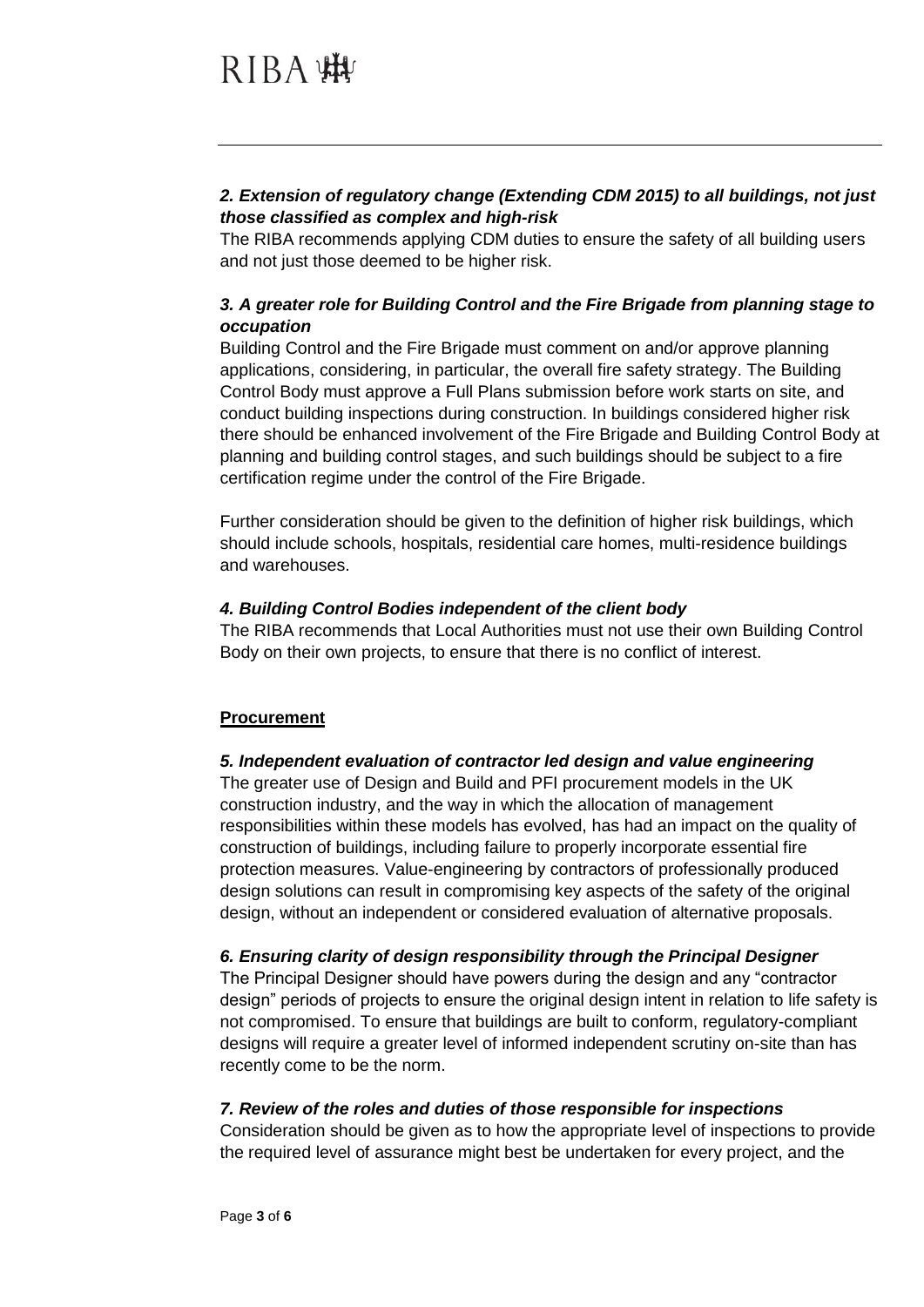### *2. Extension of regulatory change (Extending CDM 2015) to all buildings, not just those classified as complex and high-risk*

The RIBA recommends applying CDM duties to ensure the safety of all building users and not just those deemed to be higher risk.

### *3. A greater role for Building Control and the Fire Brigade from planning stage to occupation*

Building Control and the Fire Brigade must comment on and/or approve planning applications, considering, in particular, the overall fire safety strategy. The Building Control Body must approve a Full Plans submission before work starts on site, and conduct building inspections during construction. In buildings considered higher risk there should be enhanced involvement of the Fire Brigade and Building Control Body at planning and building control stages, and such buildings should be subject to a fire certification regime under the control of the Fire Brigade.

Further consideration should be given to the definition of higher risk buildings, which should include schools, hospitals, residential care homes, multi-residence buildings and warehouses.

### *4. Building Control Bodies independent of the client body*

The RIBA recommends that Local Authorities must not use their own Building Control Body on their own projects, to ensure that there is no conflict of interest.

## **Procurement**

### *5. Independent evaluation of contractor led design and value engineering*

The greater use of Design and Build and PFI procurement models in the UK construction industry, and the way in which the allocation of management responsibilities within these models has evolved, has had an impact on the quality of construction of buildings, including failure to properly incorporate essential fire protection measures. Value-engineering by contractors of professionally produced design solutions can result in compromising key aspects of the safety of the original design, without an independent or considered evaluation of alternative proposals.

### *6. Ensuring clarity of design responsibility through the Principal Designer*

The Principal Designer should have powers during the design and any "contractor design" periods of projects to ensure the original design intent in relation to life safety is not compromised. To ensure that buildings are built to conform, regulatory-compliant designs will require a greater level of informed independent scrutiny on-site than has recently come to be the norm.

### *7. Review of the roles and duties of those responsible for inspections*

Consideration should be given as to how the appropriate level of inspections to provide the required level of assurance might best be undertaken for every project, and the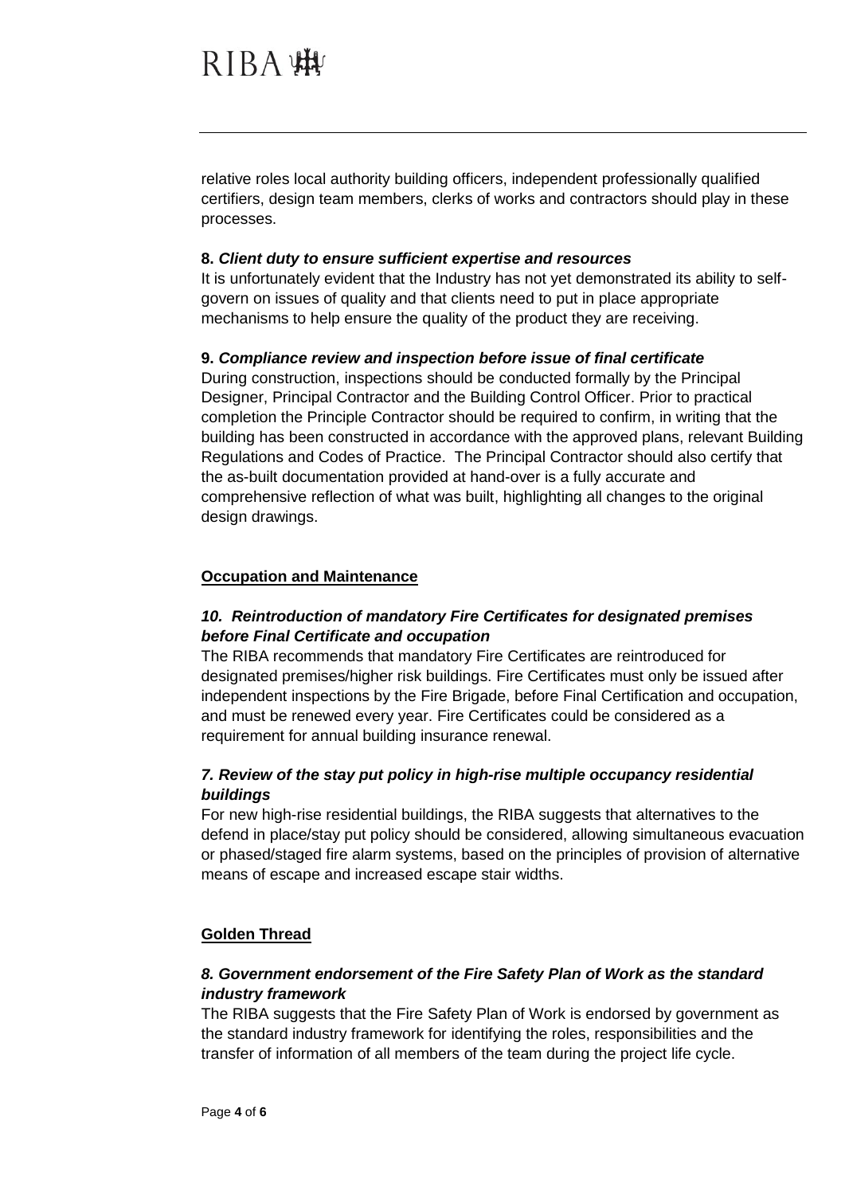relative roles local authority building officers, independent professionally qualified certifiers, design team members, clerks of works and contractors should play in these processes.

**8. *Client duty to ensure sufficient expertise and resources***

It is unfortunately evident that the Industry has not yet demonstrated its ability to self-govern on issues of quality and that clients need to put in place appropriate mechanisms to help ensure the quality of the product they are receiving.

**9. *Compliance review and inspection before issue of final certificate***

During construction, inspections should be conducted formally by the Principal Designer, Principal Contractor and the Building Control Officer. Prior to practical completion the Principle Contractor should be required to confirm, in writing that the building has been constructed in accordance with the approved plans, relevant Building Regulations and Codes of Practice. The Principal Contractor should also certify that the as-built documentation provided at hand-over is a fully accurate and comprehensive reflection of what was built, highlighting all changes to the original design drawings.

## Occupation and Maintenance

***10. Reintroduction of mandatory Fire Certificates for designated premises before Final Certificate and occupation***

The RIBA recommends that mandatory Fire Certificates are reintroduced for designated premises/higher risk buildings. Fire Certificates must only be issued after independent inspections by the Fire Brigade, before Final Certification and occupation, and must be renewed every year. Fire Certificates could be considered as a requirement for annual building insurance renewal.

***7. Review of the stay put policy in high-rise multiple occupancy residential buildings***

For new high-rise residential buildings, the RIBA suggests that alternatives to the defend in place/stay put policy should be considered, allowing simultaneous evacuation or phased/staged fire alarm systems, based on the principles of provision of alternative means of escape and increased escape stair widths.

## Golden Thread

***8. Government endorsement of the Fire Safety Plan of Work as the standard industry framework***

The RIBA suggests that the Fire Safety Plan of Work is endorsed by government as the standard industry framework for identifying the roles, responsibilities and the transfer of information of all members of the team during the project life cycle.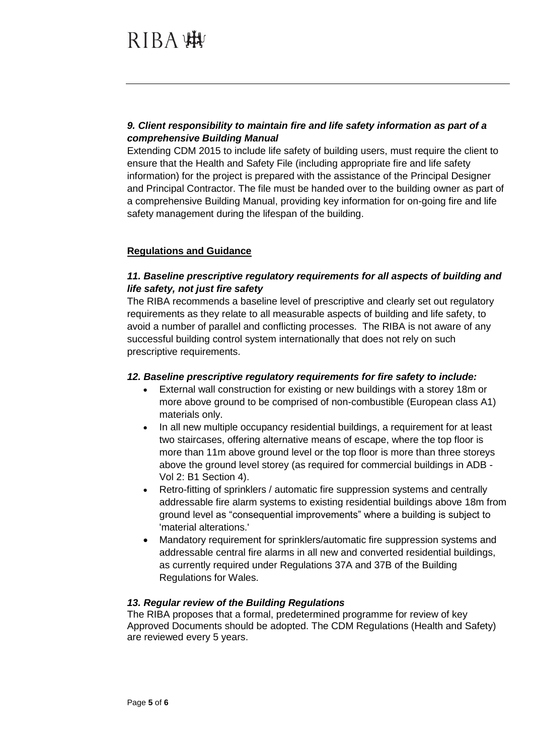### *9. Client responsibility to maintain fire and life safety information as part of a comprehensive Building Manual*

Extending CDM 2015 to include life safety of building users, must require the client to ensure that the Health and Safety File (including appropriate fire and life safety information) for the project is prepared with the assistance of the Principal Designer and Principal Contractor. The file must be handed over to the building owner as part of a comprehensive Building Manual, providing key information for on-going fire and life safety management during the lifespan of the building.

## **Regulations and Guidance**

### *11. Baseline prescriptive regulatory requirements for all aspects of building and life safety, not just fire safety*

The RIBA recommends a baseline level of prescriptive and clearly set out regulatory requirements as they relate to all measurable aspects of building and life safety, to avoid a number of parallel and conflicting processes. The RIBA is not aware of any successful building control system internationally that does not rely on such prescriptive requirements.

### *12. Baseline prescriptive regulatory requirements for fire safety to include:*

- External wall construction for existing or new buildings with a storey 18m or more above ground to be comprised of non-combustible (European class A1) materials only.
- In all new multiple occupancy residential buildings, a requirement for at least two staircases, offering alternative means of escape, where the top floor is more than 11m above ground level or the top floor is more than three storeys above the ground level storey (as required for commercial buildings in ADB - Vol 2: B1 Section 4).
- Retro-fitting of sprinklers / automatic fire suppression systems and centrally addressable fire alarm systems to existing residential buildings above 18m from ground level as "consequential improvements" where a building is subject to 'material alterations.'
- Mandatory requirement for sprinklers/automatic fire suppression systems and addressable central fire alarms in all new and converted residential buildings, as currently required under Regulations 37A and 37B of the Building Regulations for Wales.

### *13. Regular review of the Building Regulations*

The RIBA proposes that a formal, predetermined programme for review of key Approved Documents should be adopted. The CDM Regulations (Health and Safety) are reviewed every 5 years.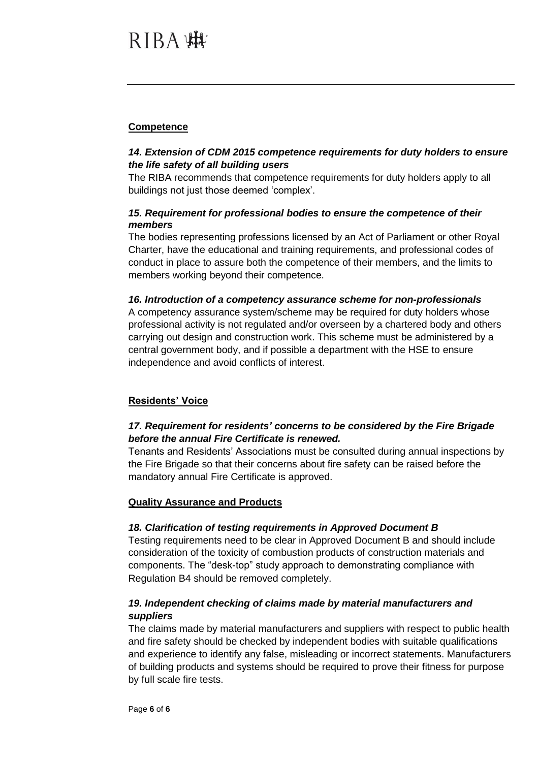## Competence

### *14. Extension of CDM 2015 competence requirements for duty holders to ensure the life safety of all building users*

The RIBA recommends that competence requirements for duty holders apply to all buildings not just those deemed 'complex'.

### *15. Requirement for professional bodies to ensure the competence of their members*

The bodies representing professions licensed by an Act of Parliament or other Royal Charter, have the educational and training requirements, and professional codes of conduct in place to assure both the competence of their members, and the limits to members working beyond their competence.

### *16. Introduction of a competency assurance scheme for non-professionals*

A competency assurance system/scheme may be required for duty holders whose professional activity is not regulated and/or overseen by a chartered body and others carrying out design and construction work. This scheme must be administered by a central government body, and if possible a department with the HSE to ensure independence and avoid conflicts of interest.

## Residents' Voice

### *17. Requirement for residents' concerns to be considered by the Fire Brigade before the annual Fire Certificate is renewed.*

Tenants and Residents' Associations must be consulted during annual inspections by the Fire Brigade so that their concerns about fire safety can be raised before the mandatory annual Fire Certificate is approved.

## Quality Assurance and Products

### *18. Clarification of testing requirements in Approved Document B*

Testing requirements need to be clear in Approved Document B and should include consideration of the toxicity of combustion products of construction materials and components. The "desk-top" study approach to demonstrating compliance with Regulation B4 should be removed completely.

### *19. Independent checking of claims made by material manufacturers and suppliers*

The claims made by material manufacturers and suppliers with respect to public health and fire safety should be checked by independent bodies with suitable qualifications and experience to identify any false, misleading or incorrect statements. Manufacturers of building products and systems should be required to prove their fitness for purpose by full scale fire tests.